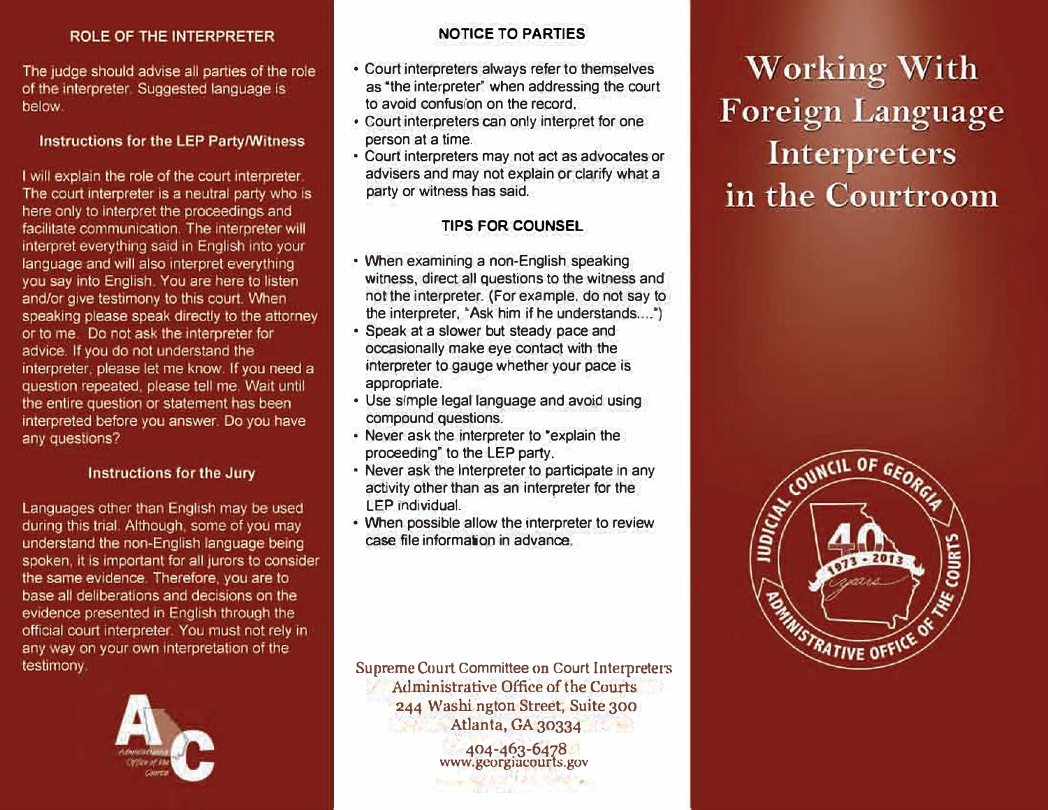## ROLE OF THE INTERPRETER

The judge should advise all parties of the role of the interpreter. Suggested language is below.

### Instructions for the LEP Party/Witness

I will explain the role of the court interpreter. The court interpreter is a neutral party who is here only to interpret the proceedings and facilitate communication. The interpreter will interpret everything said in English into your language and will also interpret everything you say into English. You are here to listen and/or give testimony to this court. When speaking please speak directly to the attorney or to me. Do not ask the interpreter for advice. If you do not understand the interpreter, please let me know. If you need a question repeated, please tell me. Wait until the entire question or statement has been interpreted before you answer. Do you have any questions?

### Instructions for the Jury

Languages other than English may be used during this trial. Although, some of you may understand the non-English language being spoken, it is important for all jurors to consider the same evidence. Therefore, you are to base all deliberations and decisions on the evidence presented in English through the official court interpreter. You must not rely in any way on your own interpretation of the testimony.

## NOTICE TO PARTIES

- Court interpreters always refer to themselves as "the interpreter" when addressing the court to avoid confusion on the record.
- Court interpreters can only interpret for one person at a time.
- Court interpreters may not act as advocates or advisers and may not explain or clarify what a party or witness has said.

## TIPS FOR COUNSEL

- When examining a non-English speaking witness, direct all questions to the witness and not the interpreter. (For example, do not say to the interpreter, "Ask him if he understands....")
- Speak at a slower but steady pace and occasionally make eye contact with the interpreter to gauge whether your pace is appropriate.
- Use simple legal language and avoid using compound questions.
- Never ask the interpreter to "explain the proceeding" to the LEP party.
- Never ask the interpreter to participate in any activity other than as an interpreter for the LEP individual.
- When possible allow the interpreter to review case file information in advance.

Supreme Court Committee on Court Interpreters
Administrative Office of the Courts
244 Washington Street, Suite 300
Atlanta, GA 30334
404-463-6478
www.georgiacourts.gov

# Working With Foreign Language Interpreters in the Courtroom

JUDICIAL COUNCIL OF GEORGIA
ADMINISTRATIVE OFFICE OF THE COURTS
40 years 1973 - 2013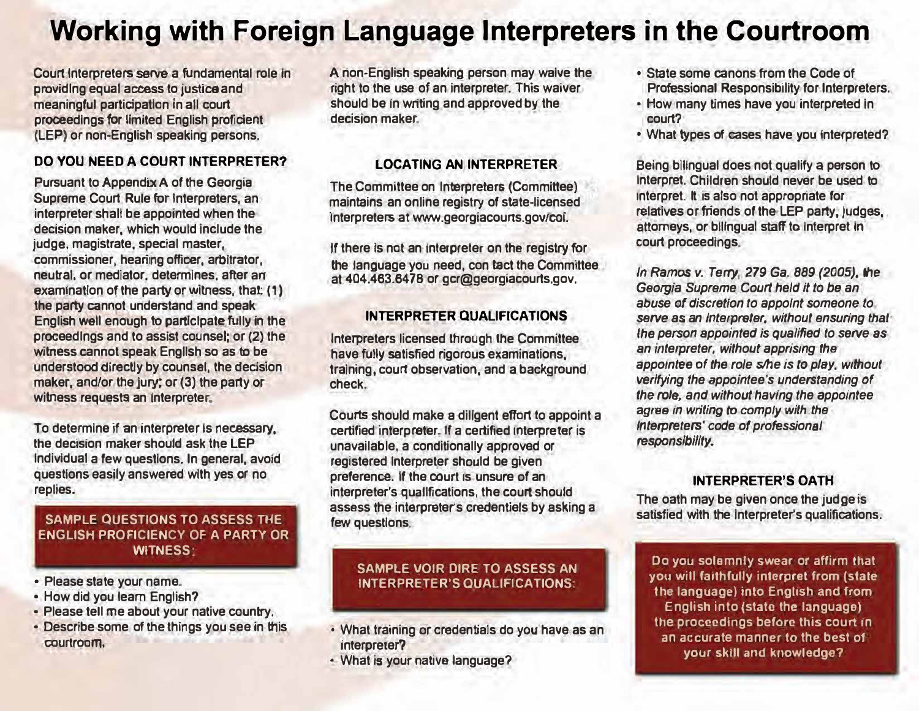# Working with Foreign Language Interpreters in the Courtroom

Court interpreters serve a fundamental role in providing equal access to justice and meaningful participation in all court proceedings for limited English proficient (LEP) or non-English speaking persons.

### DO YOU NEED A COURT INTERPRETER?

Pursuant to Appendix A of the Georgia Supreme Court Rule for Interpreters, an interpreter shall be appointed when the decision maker, which would include the judge, magistrate, special master, commissioner, hearing officer, arbitrator, neutral, or mediator, determines, after an examination of the party or witness, that: (1) the party cannot understand and speak English well enough to participate fully in the proceedings and to assist counsel; or (2) the witness cannot speak English so as to be understood directly by counsel, the decision maker, and/or the jury; or (3) the party or witness requests an interpreter.

To determine if an interpreter is necessary, the decision maker should ask the LEP individual a few questions. In general, avoid questions easily answered with yes or no replies.

**SAMPLE QUESTIONS TO ASSESS THE ENGLISH PROFICIENCY OF A PARTY OR WITNESS:**

- Please state your name.
- How did you learn English?
- Please tell me about your native country.
- Describe some of the things you see in this courtroom.

A non-English speaking person may waive the right to the use of an interpreter. This waiver should be in writing and approved by the decision maker.

### LOCATING AN INTERPRETER

The Committee on Interpreters (Committee) maintains an online registry of state-licensed interpreters at www.georgiacourts.gov/coi.

If there is not an interpreter on the registry for the language you need, contact the Committee at 404.463.6478 or gcr@georgiacourts.gov.

### INTERPRETER QUALIFICATIONS

Interpreters licensed through the Committee have fully satisfied rigorous examinations, training, court observation, and a background check.

Courts should make a diligent effort to appoint a certified interpreter. If a certified interpreter is unavailable, a conditionally approved or registered interpreter should be given preference. If the court is unsure of an interpreter's qualifications, the court should assess the interpreter's credentials by asking a few questions.

**SAMPLE VOIR DIRE TO ASSESS AN INTERPRETER'S QUALIFICATIONS:**

- What training or credentials do you have as an interpreter?
- What is your native language?
- State some canons from the Code of Professional Responsibility for Interpreters.
- How many times have you interpreted in court?
- What types of cases have you interpreted?

Being bilingual does not qualify a person to interpret. Children should never be used to interpret. It is also not appropriate for relatives or friends of the LEP party, judges, attorneys, or bilingual staff to interpret in court proceedings.

*In Ramos v. Terry, 279 Ga. 889 (2005), the Georgia Supreme Court held it to be an abuse of discretion to appoint someone to serve as an interpreter, without ensuring that the person appointed is qualified to serve as an interpreter, without apprising the appointee of the role s/he is to play, without verifying the appointee's understanding of the role, and without having the appointee agree in writing to comply with the interpreters' code of professional responsibility.*

### INTERPRETER'S OATH

The oath may be given once the judge is satisfied with the interpreter's qualifications.

**Do you solemnly swear or affirm that you will faithfully interpret from (state the language) into English and from English into (state the language) the proceedings before this court in an accurate manner to the best of your skill and knowledge?**